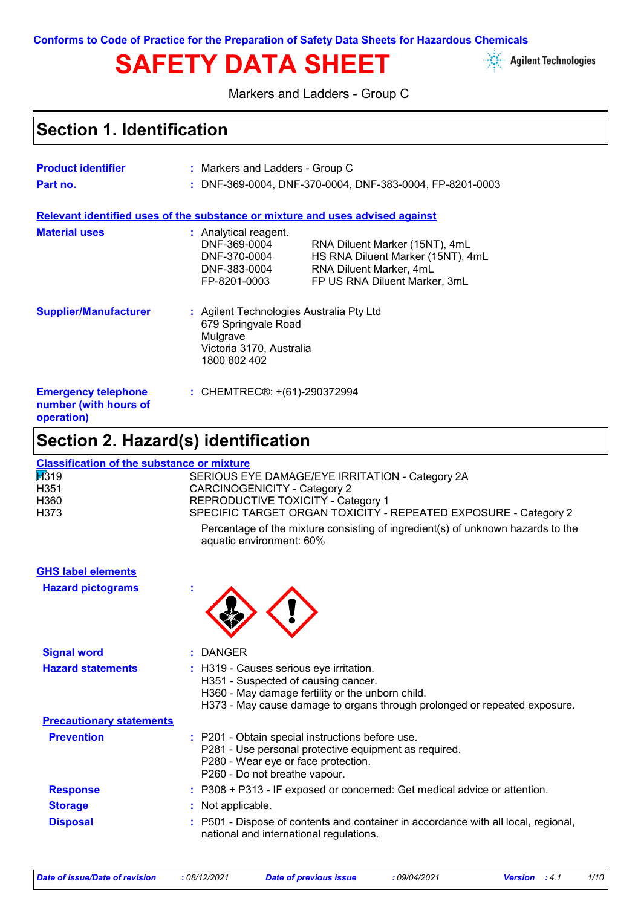Conforms to Code of Practice for the Preparation of Safety Data Sheets for Hazardous Chemicals

# SAFETY DATA SHEET

Agilent Technologies

Markers and Ladders - Group C

## Section 1. Identification

**Product identifier** : Markers and Ladders - Group C

**Part no.** : DNF-369-0004, DNF-370-0004, DNF-383-0004, FP-8201-0003

**Relevant identified uses of the substance or mixture and uses advised against**

**Material uses** : Analytical reagent.

| | |
|---|---|
| DNF-369-0004 | RNA Diluent Marker (15NT), 4mL |
| DNF-370-0004 | HS RNA Diluent Marker (15NT), 4mL |
| DNF-383-0004 | RNA Diluent Marker, 4mL |
| FP-8201-0003 | FP US RNA Diluent Marker, 3mL |

**Supplier/Manufacturer** : Agilent Technologies Australia Pty Ltd
679 Springvale Road
Mulgrave
Victoria 3170, Australia
1800 802 402

**Emergency telephone number (with hours of operation)** : CHEMTREC®: +(61)-290372994

## Section 2. Hazard(s) identification

**Classification of the substance or mixture**

| | |
|---|---|
| H319 | SERIOUS EYE DAMAGE/EYE IRRITATION - Category 2A |
| H351 | CARCINOGENICITY - Category 2 |
| H360 | REPRODUCTIVE TOXICITY - Category 1 |
| H373 | SPECIFIC TARGET ORGAN TOXICITY - REPEATED EXPOSURE - Category 2 |

Percentage of the mixture consisting of ingredient(s) of unknown hazards to the aquatic environment: 60%

**GHS label elements**

**Hazard pictograms** :

**Signal word** : DANGER

**Hazard statements** : H319 - Causes serious eye irritation.
H351 - Suspected of causing cancer.
H360 - May damage fertility or the unborn child.
H373 - May cause damage to organs through prolonged or repeated exposure.

**Precautionary statements**

**Prevention** : P201 - Obtain special instructions before use.
P281 - Use personal protective equipment as required.
P280 - Wear eye or face protection.
P260 - Do not breathe vapour.

**Response** : P308 + P313 - IF exposed or concerned: Get medical advice or attention.

**Storage** : Not applicable.

**Disposal** : P501 - Dispose of contents and container in accordance with all local, regional, national and international regulations.

*Date of issue/Date of revision* : 08/12/2021 *Date of previous issue* : 09/04/2021 *Version* : 4.1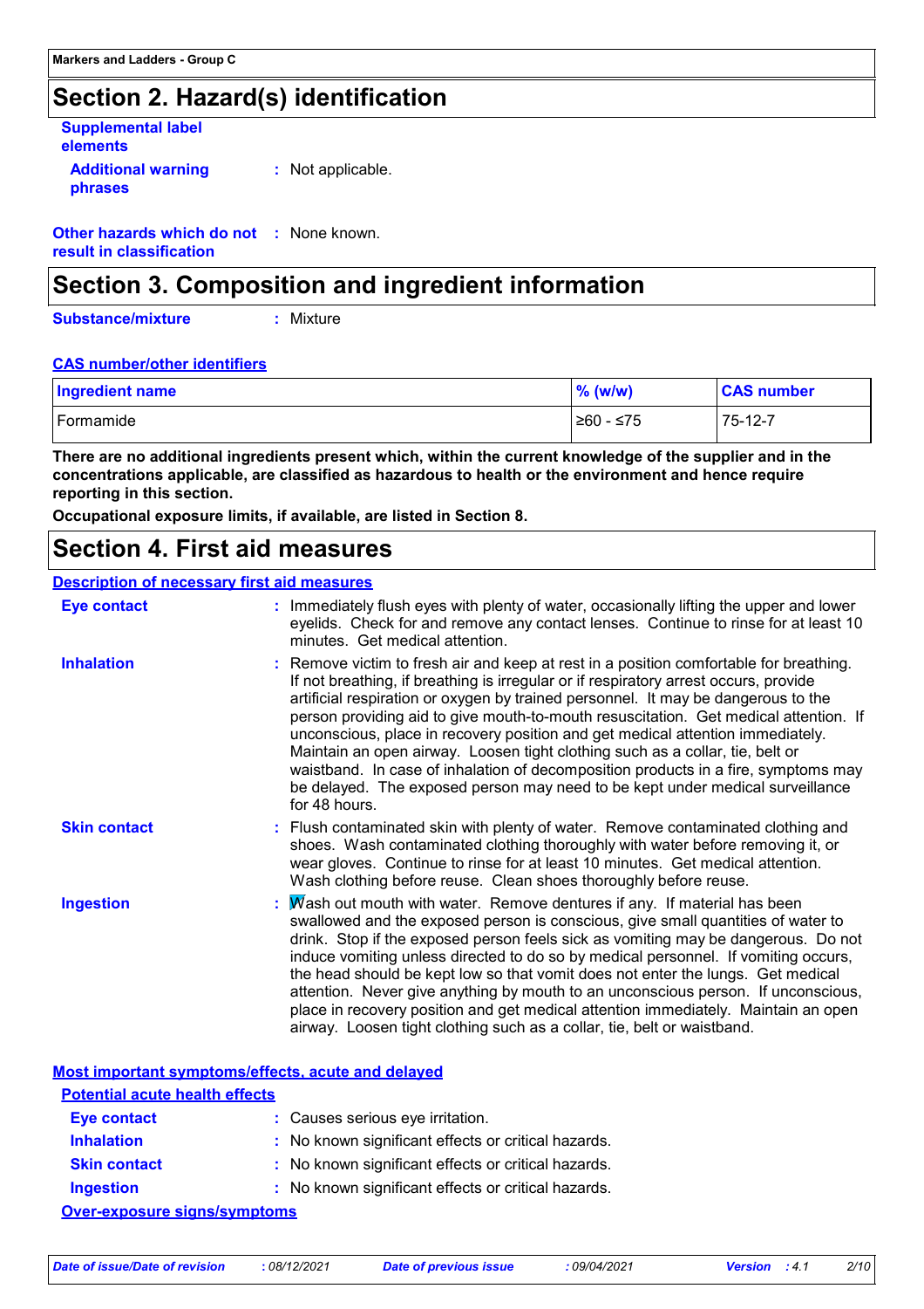## Section 2. Hazard(s) identification

**Supplemental label elements**

**Additional warning phrases** : Not applicable.

**Other hazards which do not result in classification** : None known.

## Section 3. Composition and ingredient information

**Substance/mixture** : Mixture

**CAS number/other identifiers**

| Ingredient name | % (w/w) | CAS number |
|---|---|---|
| Formamide | ≥60 - ≤75 | 75-12-7 |

**There are no additional ingredients present which, within the current knowledge of the supplier and in the concentrations applicable, are classified as hazardous to health or the environment and hence require reporting in this section.**

**Occupational exposure limits, if available, are listed in Section 8.**

## Section 4. First aid measures

**Description of necessary first aid measures**

**Eye contact** : Immediately flush eyes with plenty of water, occasionally lifting the upper and lower eyelids. Check for and remove any contact lenses. Continue to rinse for at least 10 minutes. Get medical attention.

**Inhalation** : Remove victim to fresh air and keep at rest in a position comfortable for breathing. If not breathing, if breathing is irregular or if respiratory arrest occurs, provide artificial respiration or oxygen by trained personnel. It may be dangerous to the person providing aid to give mouth-to-mouth resuscitation. Get medical attention. If unconscious, place in recovery position and get medical attention immediately. Maintain an open airway. Loosen tight clothing such as a collar, tie, belt or waistband. In case of inhalation of decomposition products in a fire, symptoms may be delayed. The exposed person may need to be kept under medical surveillance for 48 hours.

**Skin contact** : Flush contaminated skin with plenty of water. Remove contaminated clothing and shoes. Wash contaminated clothing thoroughly with water before removing it, or wear gloves. Continue to rinse for at least 10 minutes. Get medical attention. Wash clothing before reuse. Clean shoes thoroughly before reuse.

**Ingestion** : Wash out mouth with water. Remove dentures if any. If material has been swallowed and the exposed person is conscious, give small quantities of water to drink. Stop if the exposed person feels sick as vomiting may be dangerous. Do not induce vomiting unless directed to do so by medical personnel. If vomiting occurs, the head should be kept low so that vomit does not enter the lungs. Get medical attention. Never give anything by mouth to an unconscious person. If unconscious, place in recovery position and get medical attention immediately. Maintain an open airway. Loosen tight clothing such as a collar, tie, belt or waistband.

**Most important symptoms/effects, acute and delayed**

**Potential acute health effects**

**Eye contact** : Causes serious eye irritation.

**Inhalation** : No known significant effects or critical hazards.

**Skin contact** : No known significant effects or critical hazards.

**Ingestion** : No known significant effects or critical hazards.

**Over-exposure signs/symptoms**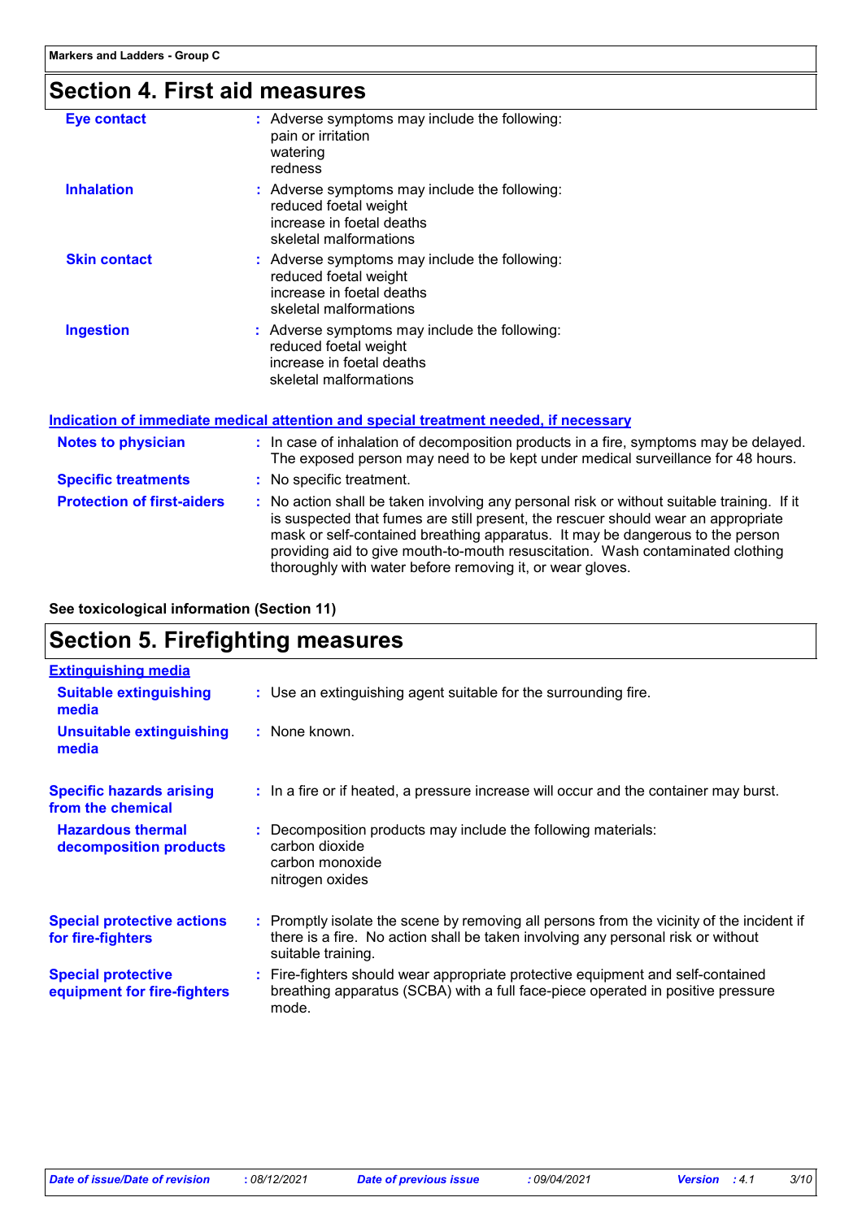# Section 4. First aid measures

**Eye contact** : Adverse symptoms may include the following:
pain or irritation
watering
redness

**Inhalation** : Adverse symptoms may include the following:
reduced foetal weight
increase in foetal deaths
skeletal malformations

**Skin contact** : Adverse symptoms may include the following:
reduced foetal weight
increase in foetal deaths
skeletal malformations

**Ingestion** : Adverse symptoms may include the following:
reduced foetal weight
increase in foetal deaths
skeletal malformations

## Indication of immediate medical attention and special treatment needed, if necessary

**Notes to physician** : In case of inhalation of decomposition products in a fire, symptoms may be delayed. The exposed person may need to be kept under medical surveillance for 48 hours.

**Specific treatments** : No specific treatment.

**Protection of first-aiders** : No action shall be taken involving any personal risk or without suitable training. If it is suspected that fumes are still present, the rescuer should wear an appropriate mask or self-contained breathing apparatus. It may be dangerous to the person providing aid to give mouth-to-mouth resuscitation. Wash contaminated clothing thoroughly with water before removing it, or wear gloves.

**See toxicological information (Section 11)**

# Section 5. Firefighting measures

## Extinguishing media

**Suitable extinguishing media** : Use an extinguishing agent suitable for the surrounding fire.

**Unsuitable extinguishing media** : None known.

**Specific hazards arising from the chemical** : In a fire or if heated, a pressure increase will occur and the container may burst.

**Hazardous thermal decomposition products** : Decomposition products may include the following materials:
carbon dioxide
carbon monoxide
nitrogen oxides

**Special protective actions for fire-fighters** : Promptly isolate the scene by removing all persons from the vicinity of the incident if there is a fire. No action shall be taken involving any personal risk or without suitable training.

**Special protective equipment for fire-fighters** : Fire-fighters should wear appropriate protective equipment and self-contained breathing apparatus (SCBA) with a full face-piece operated in positive pressure mode.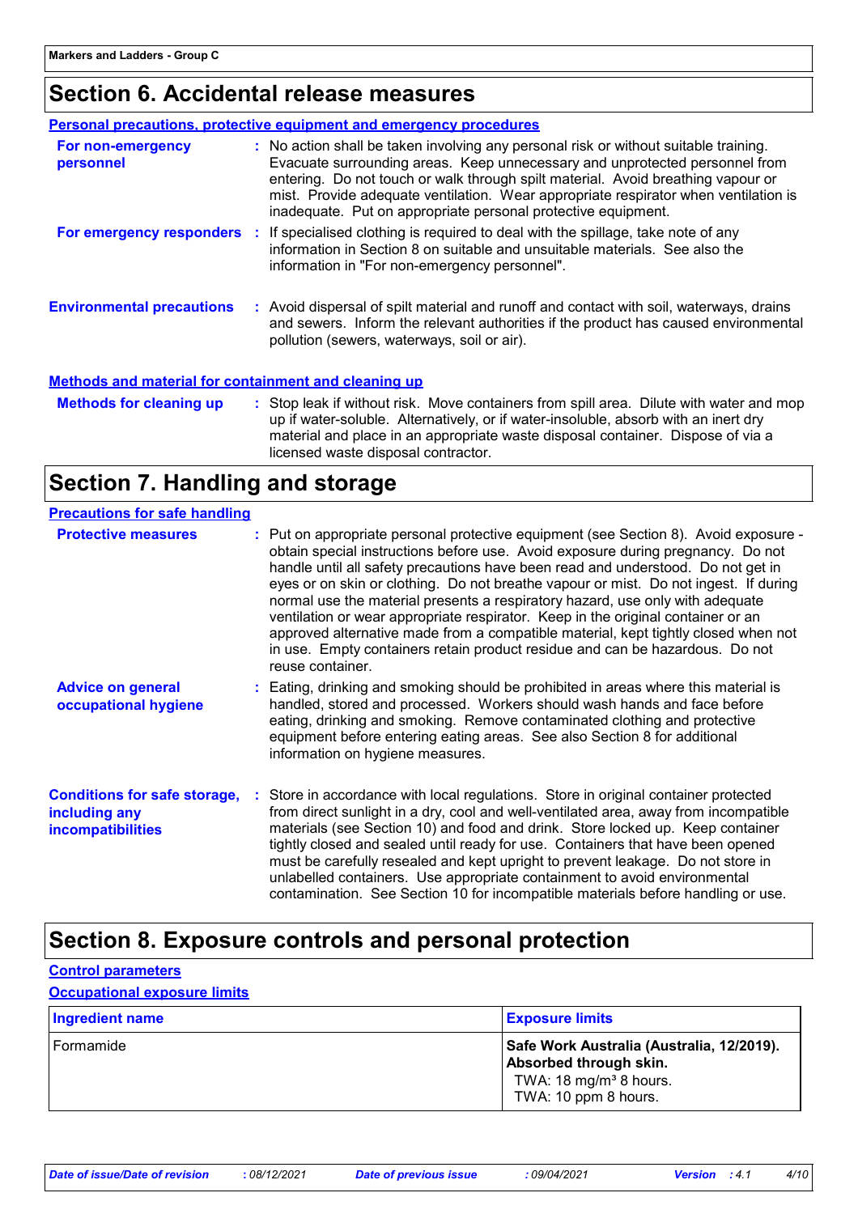## Section 6. Accidental release measures

### Personal precautions, protective equipment and emergency procedures

**For non-emergency personnel** : No action shall be taken involving any personal risk or without suitable training. Evacuate surrounding areas. Keep unnecessary and unprotected personnel from entering. Do not touch or walk through spilt material. Avoid breathing vapour or mist. Provide adequate ventilation. Wear appropriate respirator when ventilation is inadequate. Put on appropriate personal protective equipment.

**For emergency responders** : If specialised clothing is required to deal with the spillage, take note of any information in Section 8 on suitable and unsuitable materials. See also the information in "For non-emergency personnel".

**Environmental precautions** : Avoid dispersal of spilt material and runoff and contact with soil, waterways, drains and sewers. Inform the relevant authorities if the product has caused environmental pollution (sewers, waterways, soil or air).

### Methods and material for containment and cleaning up

**Methods for cleaning up** : Stop leak if without risk. Move containers from spill area. Dilute with water and mop up if water-soluble. Alternatively, or if water-insoluble, absorb with an inert dry material and place in an appropriate waste disposal container. Dispose of via a licensed waste disposal contractor.

## Section 7. Handling and storage

### Precautions for safe handling

**Protective measures** : Put on appropriate personal protective equipment (see Section 8). Avoid exposure - obtain special instructions before use. Avoid exposure during pregnancy. Do not handle until all safety precautions have been read and understood. Do not get in eyes or on skin or clothing. Do not breathe vapour or mist. Do not ingest. If during normal use the material presents a respiratory hazard, use only with adequate ventilation or wear appropriate respirator. Keep in the original container or an approved alternative made from a compatible material, kept tightly closed when not in use. Empty containers retain product residue and can be hazardous. Do not reuse container.

**Advice on general occupational hygiene** : Eating, drinking and smoking should be prohibited in areas where this material is handled, stored and processed. Workers should wash hands and face before eating, drinking and smoking. Remove contaminated clothing and protective equipment before entering eating areas. See also Section 8 for additional information on hygiene measures.

**Conditions for safe storage, including any incompatibilities** : Store in accordance with local regulations. Store in original container protected from direct sunlight in a dry, cool and well-ventilated area, away from incompatible materials (see Section 10) and food and drink. Store locked up. Keep container tightly closed and sealed until ready for use. Containers that have been opened must be carefully resealed and kept upright to prevent leakage. Do not store in unlabelled containers. Use appropriate containment to avoid environmental contamination. See Section 10 for incompatible materials before handling or use.

## Section 8. Exposure controls and personal protection

### Control parameters

### Occupational exposure limits

| Ingredient name | Exposure limits |
|---|---|
| Formamide | **Safe Work Australia (Australia, 12/2019). Absorbed through skin.**<br>TWA: 18 mg/m³ 8 hours.<br>TWA: 10 ppm 8 hours. |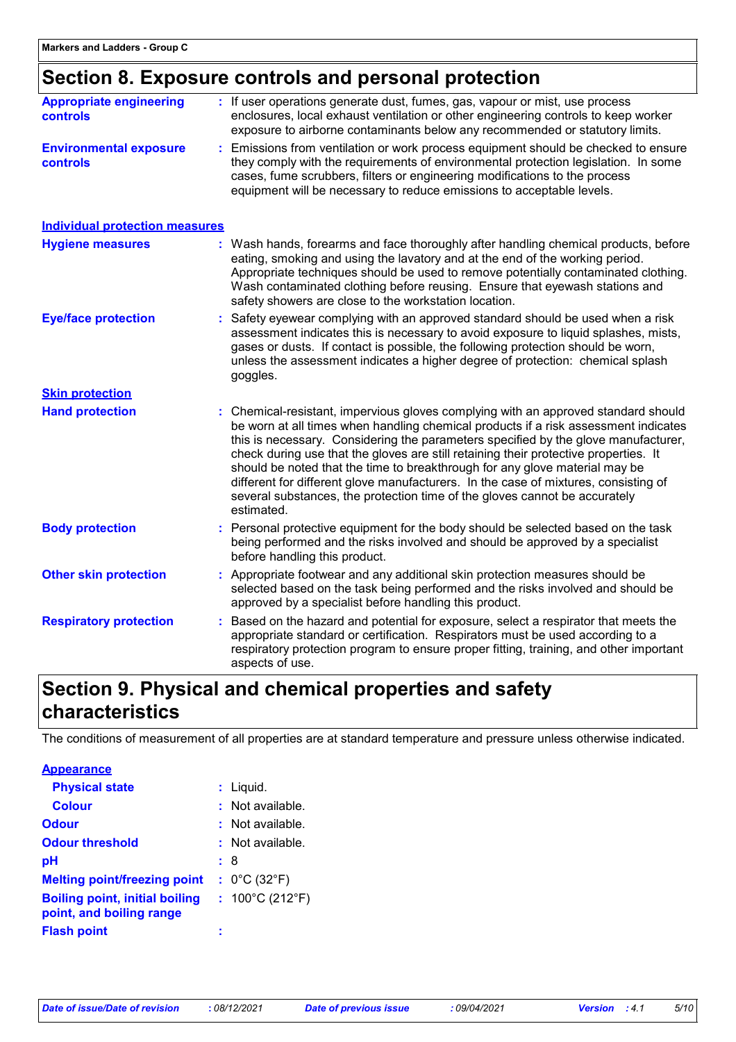## Section 8. Exposure controls and personal protection

**Appropriate engineering controls** : If user operations generate dust, fumes, gas, vapour or mist, use process enclosures, local exhaust ventilation or other engineering controls to keep worker exposure to airborne contaminants below any recommended or statutory limits.

**Environmental exposure controls** : Emissions from ventilation or work process equipment should be checked to ensure they comply with the requirements of environmental protection legislation. In some cases, fume scrubbers, filters or engineering modifications to the process equipment will be necessary to reduce emissions to acceptable levels.

### Individual protection measures

**Hygiene measures** : Wash hands, forearms and face thoroughly after handling chemical products, before eating, smoking and using the lavatory and at the end of the working period. Appropriate techniques should be used to remove potentially contaminated clothing. Wash contaminated clothing before reusing. Ensure that eyewash stations and safety showers are close to the workstation location.

**Eye/face protection** : Safety eyewear complying with an approved standard should be used when a risk assessment indicates this is necessary to avoid exposure to liquid splashes, mists, gases or dusts. If contact is possible, the following protection should be worn, unless the assessment indicates a higher degree of protection: chemical splash goggles.

### Skin protection

**Hand protection** : Chemical-resistant, impervious gloves complying with an approved standard should be worn at all times when handling chemical products if a risk assessment indicates this is necessary. Considering the parameters specified by the glove manufacturer, check during use that the gloves are still retaining their protective properties. It should be noted that the time to breakthrough for any glove material may be different for different glove manufacturers. In the case of mixtures, consisting of several substances, the protection time of the gloves cannot be accurately estimated.

**Body protection** : Personal protective equipment for the body should be selected based on the task being performed and the risks involved and should be approved by a specialist before handling this product.

**Other skin protection** : Appropriate footwear and any additional skin protection measures should be selected based on the task being performed and the risks involved and should be approved by a specialist before handling this product.

**Respiratory protection** : Based on the hazard and potential for exposure, select a respirator that meets the appropriate standard or certification. Respirators must be used according to a respiratory protection program to ensure proper fitting, training, and other important aspects of use.

## Section 9. Physical and chemical properties and safety characteristics

The conditions of measurement of all properties are at standard temperature and pressure unless otherwise indicated.

### Appearance

**Physical state** : Liquid.

**Colour** : Not available.

**Odour** : Not available.

**Odour threshold** : Not available.

**pH** : 8

**Melting point/freezing point** : 0°C (32°F)

**Boiling point, initial boiling point, and boiling range** : 100°C (212°F)

**Flash point** :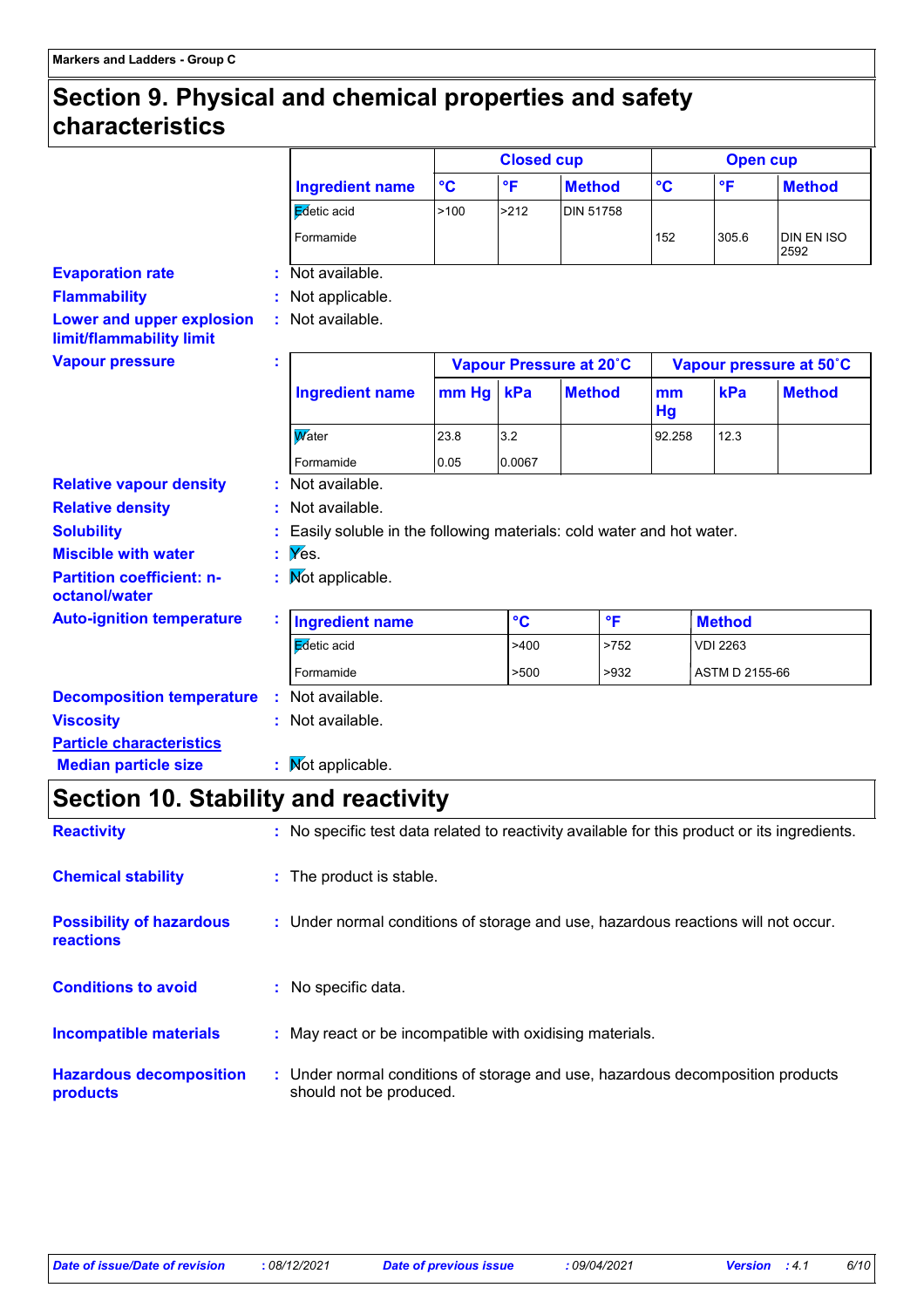# Section 9. Physical and chemical properties and safety characteristics

| Ingredient name | Closed cup °C | Closed cup °F | Closed cup Method | Open cup °C | Open cup °F | Open cup Method |
|---|---|---|---|---|---|---|
| Edetic acid | >100 | >212 | DIN 51758 | | | |
| Formamide | | | | 152 | 305.6 | DIN EN ISO 2592 |

**Evaporation rate** : Not available.

**Flammability** : Not applicable.

**Lower and upper explosion limit/flammability limit** : Not available.

**Vapour pressure** :

| Ingredient name | Vapour Pressure at 20˚C mm Hg | Vapour Pressure at 20˚C kPa | Vapour Pressure at 20˚C Method | Vapour pressure at 50˚C mm Hg | Vapour pressure at 50˚C kPa | Vapour pressure at 50˚C Method |
|---|---|---|---|---|---|---|
| Water | 23.8 | 3.2 | | 92.258 | 12.3 | |
| Formamide | 0.05 | 0.0067 | | | | |

**Relative vapour density** : Not available.

**Relative density** : Not available.

**Solubility** : Easily soluble in the following materials: cold water and hot water.

**Miscible with water** : Yes.

**Partition coefficient: n-octanol/water** : Not applicable.

**Auto-ignition temperature** :

| Ingredient name | °C | °F | Method |
|---|---|---|---|
| Edetic acid | >400 | >752 | VDI 2263 |
| Formamide | >500 | >932 | ASTM D 2155-66 |

**Decomposition temperature** : Not available.

**Viscosity** : Not available.

**Particle characteristics**

**Median particle size** : Not applicable.

# Section 10. Stability and reactivity

**Reactivity** : No specific test data related to reactivity available for this product or its ingredients.

**Chemical stability** : The product is stable.

**Possibility of hazardous reactions** : Under normal conditions of storage and use, hazardous reactions will not occur.

**Conditions to avoid** : No specific data.

**Incompatible materials** : May react or be incompatible with oxidising materials.

**Hazardous decomposition products** : Under normal conditions of storage and use, hazardous decomposition products should not be produced.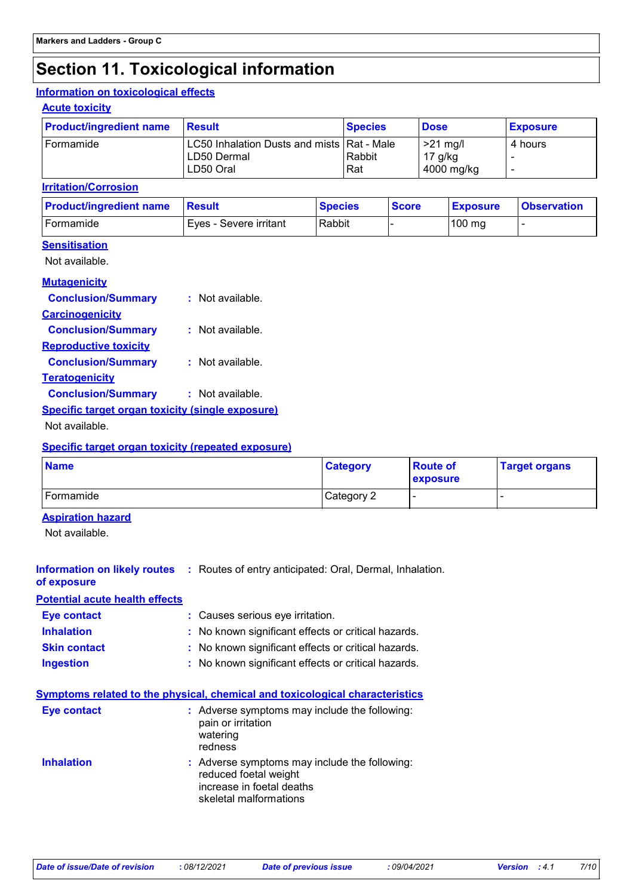# Section 11. Toxicological information

## Information on toxicological effects

### Acute toxicity

| Product/ingredient name | Result | Species | Dose | Exposure |
|---|---|---|---|---|
| Formamide | LC50 Inhalation Dusts and mists<br>LD50 Dermal<br>LD50 Oral | Rat - Male<br>Rabbit<br>Rat | >21 mg/l<br>17 g/kg<br>4000 mg/kg | 4 hours<br>-<br>- |

### Irritation/Corrosion

| Product/ingredient name | Result | Species | Score | Exposure | Observation |
|---|---|---|---|---|---|
| Formamide | Eyes - Severe irritant | Rabbit | - | 100 mg | - |

### Sensitisation

Not available.

### Mutagenicity

**Conclusion/Summary** : Not available.

### Carcinogenicity

**Conclusion/Summary** : Not available.

### Reproductive toxicity

**Conclusion/Summary** : Not available.

### Teratogenicity

**Conclusion/Summary** : Not available.

### Specific target organ toxicity (single exposure)

Not available.

### Specific target organ toxicity (repeated exposure)

| Name | Category | Route of exposure | Target organs |
|---|---|---|---|
| Formamide | Category 2 | - | - |

### Aspiration hazard

Not available.

**Information on likely routes of exposure** : Routes of entry anticipated: Oral, Dermal, Inhalation.

### Potential acute health effects

**Eye contact** : Causes serious eye irritation.

**Inhalation** : No known significant effects or critical hazards.

**Skin contact** : No known significant effects or critical hazards.

**Ingestion** : No known significant effects or critical hazards.

### Symptoms related to the physical, chemical and toxicological characteristics

**Eye contact** : Adverse symptoms may include the following:
pain or irritation
watering
redness

**Inhalation** : Adverse symptoms may include the following:
reduced foetal weight
increase in foetal deaths
skeletal malformations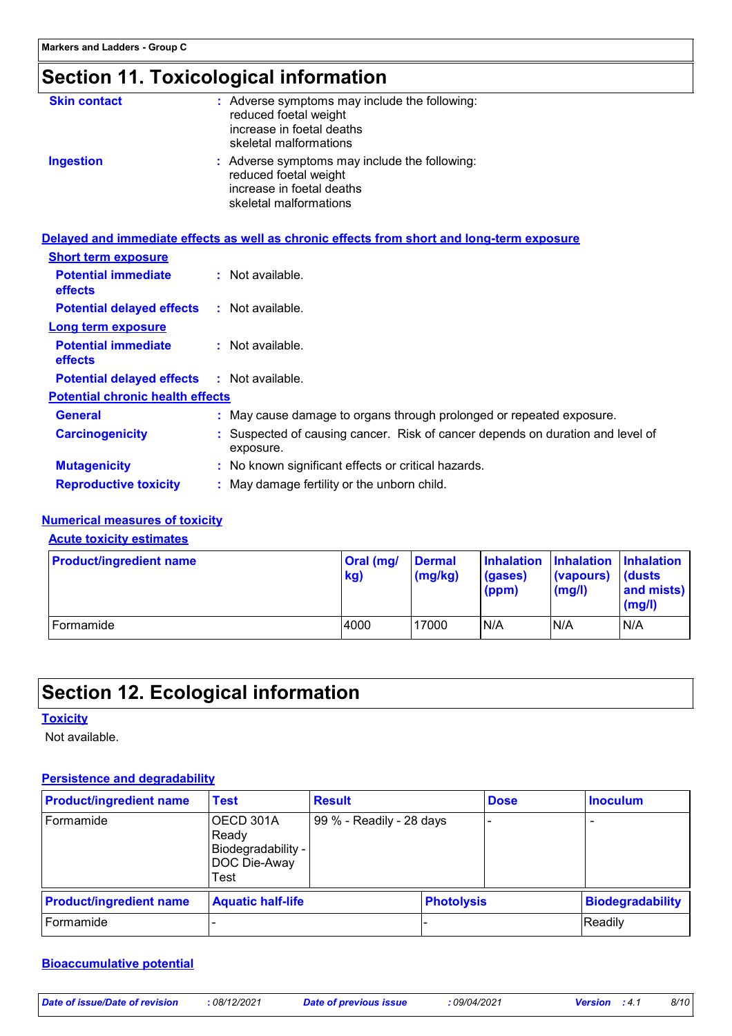# Section 11. Toxicological information

**Skin contact** : Adverse symptoms may include the following:
reduced foetal weight
increase in foetal deaths
skeletal malformations

**Ingestion** : Adverse symptoms may include the following:
reduced foetal weight
increase in foetal deaths
skeletal malformations

## Delayed and immediate effects as well as chronic effects from short and long-term exposure

### Short term exposure

**Potential immediate effects** : Not available.

**Potential delayed effects** : Not available.

### Long term exposure

**Potential immediate effects** : Not available.

**Potential delayed effects** : Not available.

### Potential chronic health effects

**General** : May cause damage to organs through prolonged or repeated exposure.

**Carcinogenicity** : Suspected of causing cancer. Risk of cancer depends on duration and level of exposure.

**Mutagenicity** : No known significant effects or critical hazards.

**Reproductive toxicity** : May damage fertility or the unborn child.

## Numerical measures of toxicity

### Acute toxicity estimates

| Product/ingredient name | Oral (mg/kg) | Dermal (mg/kg) | Inhalation (gases) (ppm) | Inhalation (vapours) (mg/l) | Inhalation (dusts and mists) (mg/l) |
|---|---|---|---|---|---|
| Formamide | 4000 | 17000 | N/A | N/A | N/A |

# Section 12. Ecological information

## Toxicity

Not available.

## Persistence and degradability

| Product/ingredient name | Test | Result | Dose | Inoculum |
|---|---|---|---|---|
| Formamide | OECD 301A Ready Biodegradability - DOC Die-Away Test | 99 % - Readily - 28 days | - | - |

| Product/ingredient name | Aquatic half-life | Photolysis | Biodegradability |
|---|---|---|---|
| Formamide | - | - | Readily |

## Bioaccumulative potential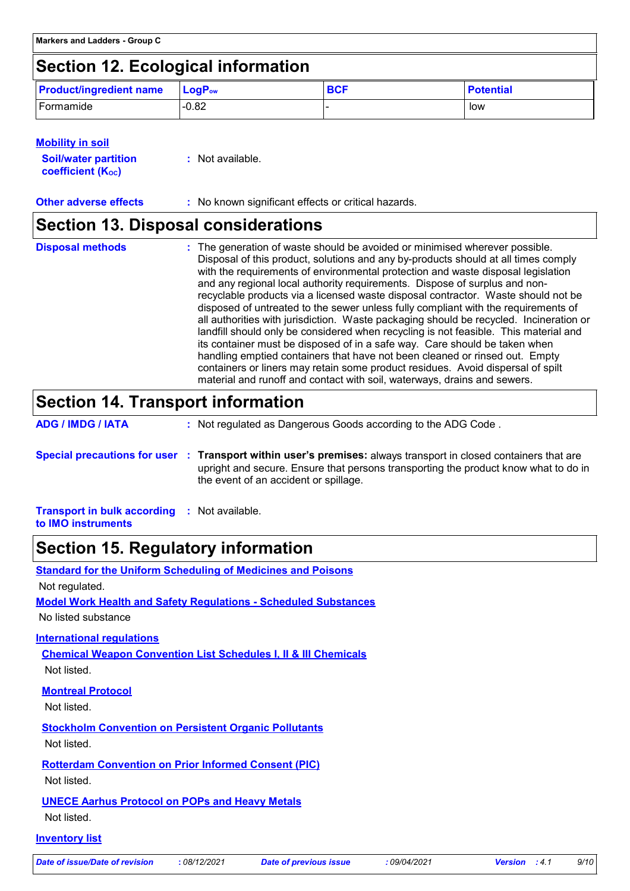## Section 12. Ecological information

| Product/ingredient name | $LogP_{ow}$ | BCF | Potential |
|---|---|---|---|
| Formamide | -0.82 | - | low |

**Mobility in soil**

**Soil/water partition coefficient ($K_{OC}$)** : Not available.

**Other adverse effects** : No known significant effects or critical hazards.

## Section 13. Disposal considerations

**Disposal methods** : The generation of waste should be avoided or minimised wherever possible. Disposal of this product, solutions and any by-products should at all times comply with the requirements of environmental protection and waste disposal legislation and any regional local authority requirements. Dispose of surplus and non-recyclable products via a licensed waste disposal contractor. Waste should not be disposed of untreated to the sewer unless fully compliant with the requirements of all authorities with jurisdiction. Waste packaging should be recycled. Incineration or landfill should only be considered when recycling is not feasible. This material and its container must be disposed of in a safe way. Care should be taken when handling emptied containers that have not been cleaned or rinsed out. Empty containers or liners may retain some product residues. Avoid dispersal of spilt material and runoff and contact with soil, waterways, drains and sewers.

## Section 14. Transport information

**ADG / IMDG / IATA** : Not regulated as Dangerous Goods according to the ADG Code .

**Special precautions for user** : **Transport within user's premises:** always transport in closed containers that are upright and secure. Ensure that persons transporting the product know what to do in the event of an accident or spillage.

**Transport in bulk according to IMO instruments** : Not available.

## Section 15. Regulatory information

**Standard for the Uniform Scheduling of Medicines and Poisons**

Not regulated.

**Model Work Health and Safety Regulations - Scheduled Substances**

No listed substance

**International regulations**

**Chemical Weapon Convention List Schedules I, II & III Chemicals**

Not listed.

**Montreal Protocol**

Not listed.

**Stockholm Convention on Persistent Organic Pollutants**

Not listed.

**Rotterdam Convention on Prior Informed Consent (PIC)**

Not listed.

**UNECE Aarhus Protocol on POPs and Heavy Metals**

Not listed.

**Inventory list**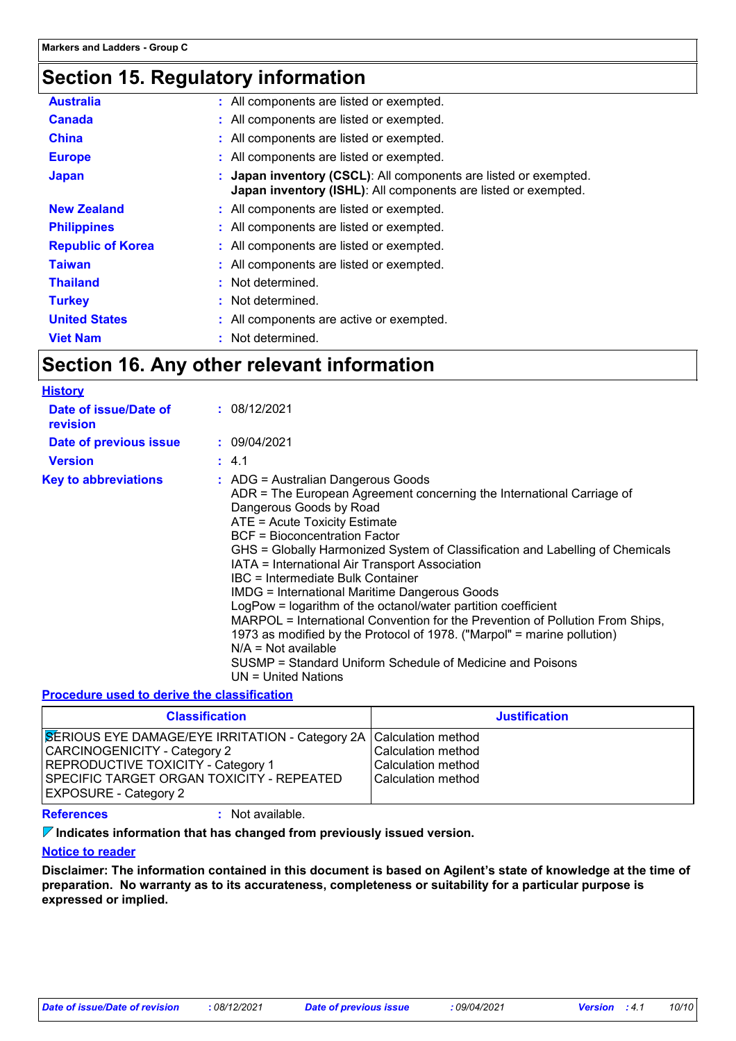## Section 15. Regulatory information

| | |
|---|---|
| **Australia** | : All components are listed or exempted. |
| **Canada** | : All components are listed or exempted. |
| **China** | : All components are listed or exempted. |
| **Europe** | : All components are listed or exempted. |
| **Japan** | : **Japan inventory (CSCL)**: All components are listed or exempted. **Japan inventory (ISHL)**: All components are listed or exempted. |
| **New Zealand** | : All components are listed or exempted. |
| **Philippines** | : All components are listed or exempted. |
| **Republic of Korea** | : All components are listed or exempted. |
| **Taiwan** | : All components are listed or exempted. |
| **Thailand** | : Not determined. |
| **Turkey** | : Not determined. |
| **United States** | : All components are active or exempted. |
| **Viet Nam** | : Not determined. |

## Section 16. Any other relevant information

**History**

| | |
|---|---|
| **Date of issue/Date of revision** | : 08/12/2021 |
| **Date of previous issue** | : 09/04/2021 |
| **Version** | : 4.1 |

**Key to abbreviations** : ADG = Australian Dangerous Goods
ADR = The European Agreement concerning the International Carriage of Dangerous Goods by Road
ATE = Acute Toxicity Estimate
BCF = Bioconcentration Factor
GHS = Globally Harmonized System of Classification and Labelling of Chemicals
IATA = International Air Transport Association
IBC = Intermediate Bulk Container
IMDG = International Maritime Dangerous Goods
LogPow = logarithm of the octanol/water partition coefficient
MARPOL = International Convention for the Prevention of Pollution From Ships, 1973 as modified by the Protocol of 1978. ("Marpol" = marine pollution)
N/A = Not available
SUSMP = Standard Uniform Schedule of Medicine and Poisons
UN = United Nations

**Procedure used to derive the classification**

| Classification | Justification |
|---|---|
| SERIOUS EYE DAMAGE/EYE IRRITATION - Category 2A | Calculation method |
| CARCINOGENICITY - Category 2 | Calculation method |
| REPRODUCTIVE TOXICITY - Category 1 | Calculation method |
| SPECIFIC TARGET ORGAN TOXICITY - REPEATED EXPOSURE - Category 2 | Calculation method |

**References** : Not available.

**Indicates information that has changed from previously issued version.**

**Notice to reader**

**Disclaimer: The information contained in this document is based on Agilent's state of knowledge at the time of preparation. No warranty as to its accurateness, completeness or suitability for a particular purpose is expressed or implied.**